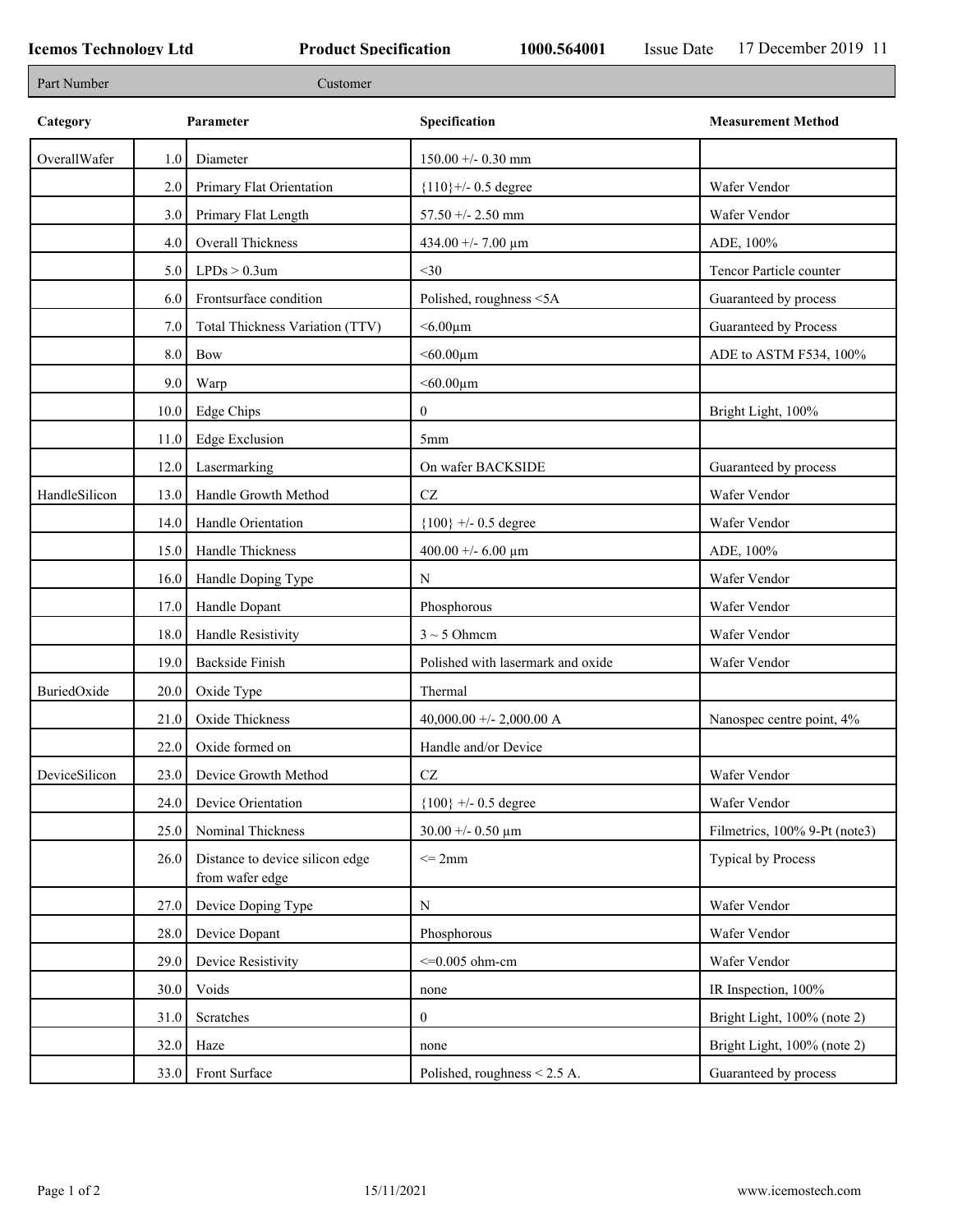**Icemos Technology Ltd** **Product Specification** **1000.564001** Issue Date 17 December 2019 11

| Part Number | Customer |
|---|---|

| Category | | Parameter | Specification | Measurement Method |
|---|---|---|---|---|
| OverallWafer | 1.0 | Diameter | 150.00 +/- 0.30 mm | |
| | 2.0 | Primary Flat Orientation | {110}+/- 0.5 degree | Wafer Vendor |
| | 3.0 | Primary Flat Length | 57.50 +/- 2.50 mm | Wafer Vendor |
| | 4.0 | Overall Thickness | 434.00 +/- 7.00 µm | ADE, 100% |
| | 5.0 | LPDs > 0.3um | <30 | Tencor Particle counter |
| | 6.0 | Frontsurface condition | Polished, roughness <5A | Guaranteed by process |
| | 7.0 | Total Thickness Variation (TTV) | <6.00µm | Guaranteed by Process |
| | 8.0 | Bow | <60.00µm | ADE to ASTM F534, 100% |
| | 9.0 | Warp | <60.00µm | |
| | 10.0 | Edge Chips | 0 | Bright Light, 100% |
| | 11.0 | Edge Exclusion | 5mm | |
| | 12.0 | Lasermarking | On wafer BACKSIDE | Guaranteed by process |
| HandleSilicon | 13.0 | Handle Growth Method | CZ | Wafer Vendor |
| | 14.0 | Handle Orientation | {100} +/- 0.5 degree | Wafer Vendor |
| | 15.0 | Handle Thickness | 400.00 +/- 6.00 µm | ADE, 100% |
| | 16.0 | Handle Doping Type | N | Wafer Vendor |
| | 17.0 | Handle Dopant | Phosphorous | Wafer Vendor |
| | 18.0 | Handle Resistivity | 3 ~ 5 Ohmcm | Wafer Vendor |
| | 19.0 | Backside Finish | Polished with lasermark and oxide | Wafer Vendor |
| BuriedOxide | 20.0 | Oxide Type | Thermal | |
| | 21.0 | Oxide Thickness | 40,000.00 +/- 2,000.00 A | Nanospec centre point, 4% |
| | 22.0 | Oxide formed on | Handle and/or Device | |
| DeviceSilicon | 23.0 | Device Growth Method | CZ | Wafer Vendor |
| | 24.0 | Device Orientation | {100} +/- 0.5 degree | Wafer Vendor |
| | 25.0 | Nominal Thickness | 30.00 +/- 0.50 µm | Filmetrics, 100% 9-Pt (note3) |
| | 26.0 | Distance to device silicon edge from wafer edge | <= 2mm | Typical by Process |
| | 27.0 | Device Doping Type | N | Wafer Vendor |
| | 28.0 | Device Dopant | Phosphorous | Wafer Vendor |
| | 29.0 | Device Resistivity | <=0.005 ohm-cm | Wafer Vendor |
| | 30.0 | Voids | none | IR Inspection, 100% |
| | 31.0 | Scratches | 0 | Bright Light, 100% (note 2) |
| | 32.0 | Haze | none | Bright Light, 100% (note 2) |
| | 33.0 | Front Surface | Polished, roughness < 2.5 A. | Guaranteed by process |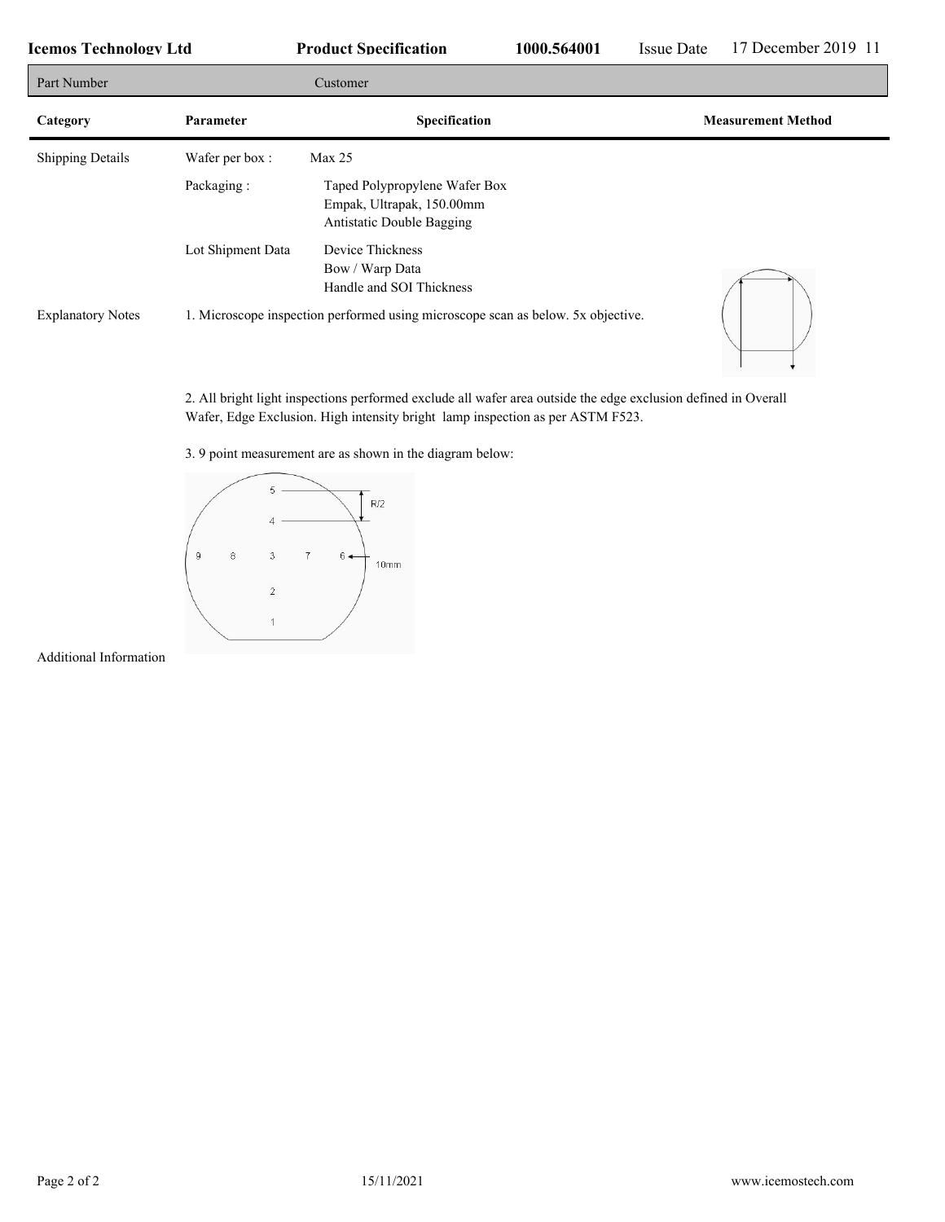| Part Number | | Customer | |
|---|---|---|---|
| **Category** | **Parameter** | **Specification** | **Measurement Method** |
| Shipping Details | Wafer per box : | Max 25 | |
| | Packaging : | Taped Polypropylene Wafer Box<br>Empak, Ultrapak, 150.00mm<br>Antistatic Double Bagging | |
| | Lot Shipment Data | Device Thickness<br>Bow / Warp Data<br>Handle and SOI Thickness | |
| Explanatory Notes | 1. Microscope inspection performed using microscope scan as below. 5x objective. | | |

2. All bright light inspections performed exclude all wafer area outside the edge exclusion defined in Overall Wafer, Edge Exclusion. High intensity bright lamp inspection as per ASTM F523.

3. 9 point measurement are as shown in the diagram below:

5
R/2
4
9 8 3 7 6
10mm
2
1

Additional Information